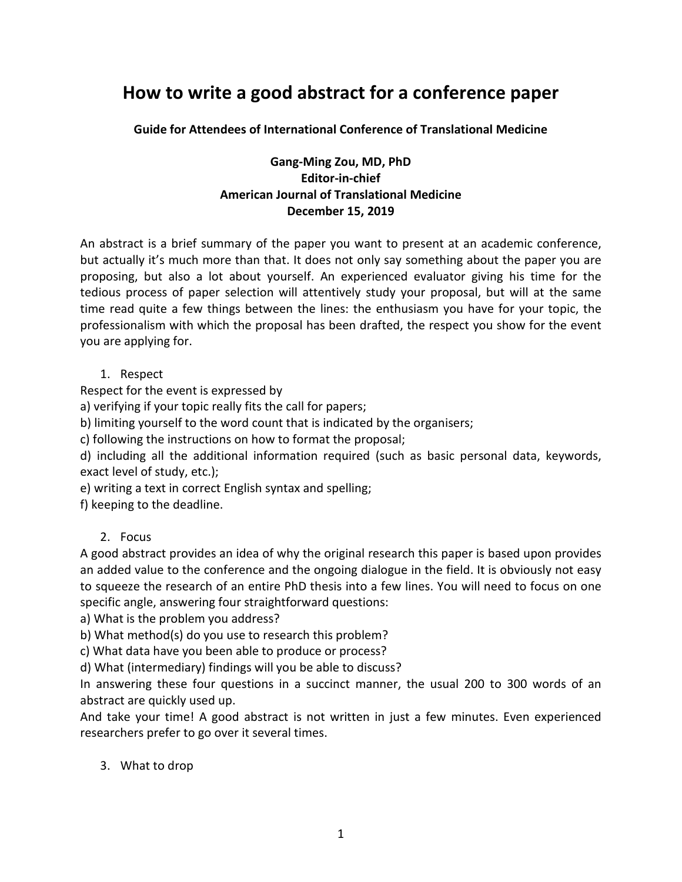# How to write a good abstract for a conference paper

**Guide for Attendees of International Conference of Translational Medicine**

**Gang-Ming Zou, MD, PhD**
**Editor-in-chief**
**American Journal of Translational Medicine**
**December 15, 2019**

An abstract is a brief summary of the paper you want to present at an academic conference, but actually it's much more than that. It does not only say something about the paper you are proposing, but also a lot about yourself. An experienced evaluator giving his time for the tedious process of paper selection will attentively study your proposal, but will at the same time read quite a few things between the lines: the enthusiasm you have for your topic, the professionalism with which the proposal has been drafted, the respect you show for the event you are applying for.

1. Respect

Respect for the event is expressed by

a) verifying if your topic really fits the call for papers;
b) limiting yourself to the word count that is indicated by the organisers;
c) following the instructions on how to format the proposal;
d) including all the additional information required (such as basic personal data, keywords, exact level of study, etc.);
e) writing a text in correct English syntax and spelling;
f) keeping to the deadline.

2. Focus

A good abstract provides an idea of why the original research this paper is based upon provides an added value to the conference and the ongoing dialogue in the field. It is obviously not easy to squeeze the research of an entire PhD thesis into a few lines. You will need to focus on one specific angle, answering four straightforward questions:

a) What is the problem you address?
b) What method(s) do you use to research this problem?
c) What data have you been able to produce or process?
d) What (intermediary) findings will you be able to discuss?

In answering these four questions in a succinct manner, the usual 200 to 300 words of an abstract are quickly used up.

And take your time! A good abstract is not written in just a few minutes. Even experienced researchers prefer to go over it several times.

3. What to drop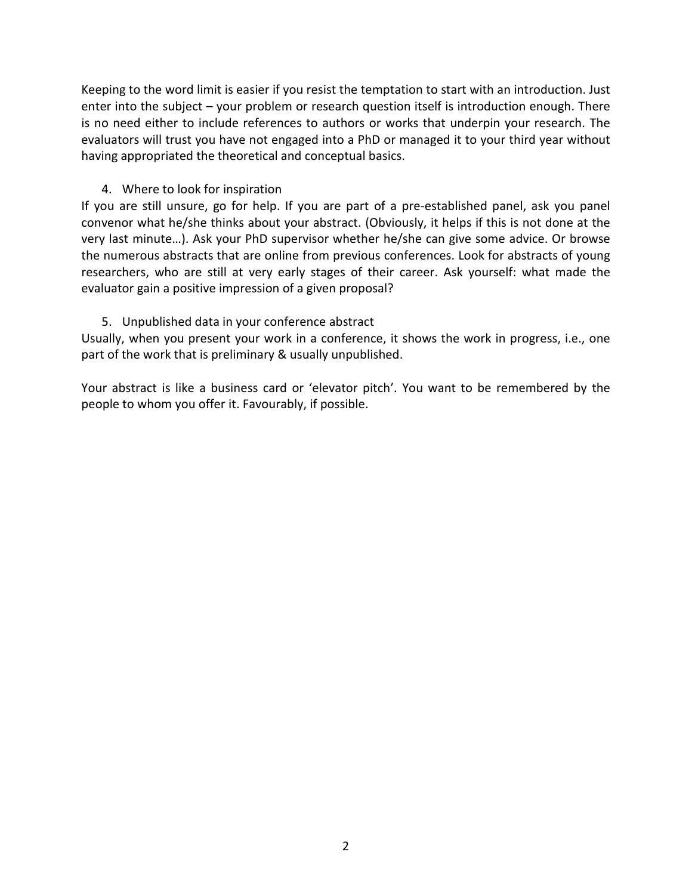Keeping to the word limit is easier if you resist the temptation to start with an introduction. Just enter into the subject – your problem or research question itself is introduction enough. There is no need either to include references to authors or works that underpin your research. The evaluators will trust you have not engaged into a PhD or managed it to your third year without having appropriated the theoretical and conceptual basics.

4. Where to look for inspiration

If you are still unsure, go for help. If you are part of a pre-established panel, ask you panel convenor what he/she thinks about your abstract. (Obviously, it helps if this is not done at the very last minute…). Ask your PhD supervisor whether he/she can give some advice. Or browse the numerous abstracts that are online from previous conferences. Look for abstracts of young researchers, who are still at very early stages of their career. Ask yourself: what made the evaluator gain a positive impression of a given proposal?

5. Unpublished data in your conference abstract

Usually, when you present your work in a conference, it shows the work in progress, i.e., one part of the work that is preliminary & usually unpublished.

Your abstract is like a business card or 'elevator pitch'. You want to be remembered by the people to whom you offer it. Favourably, if possible.